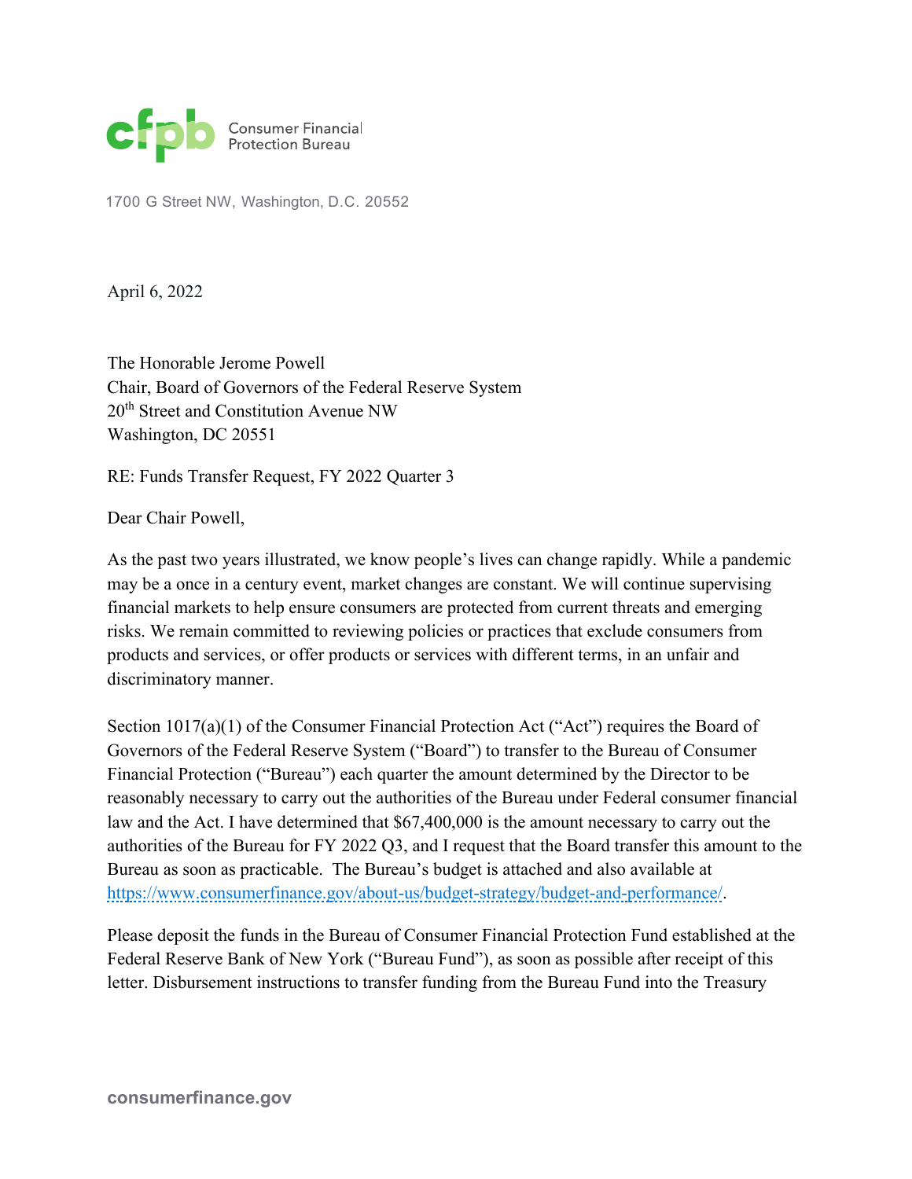cfpb Consumer Financial Protection Bureau

1700 G Street NW, Washington, D.C. 20552

April 6, 2022

The Honorable Jerome Powell
Chair, Board of Governors of the Federal Reserve System
20th Street and Constitution Avenue NW
Washington, DC 20551

RE: Funds Transfer Request, FY 2022 Quarter 3

Dear Chair Powell,

As the past two years illustrated, we know people's lives can change rapidly. While a pandemic may be a once in a century event, market changes are constant. We will continue supervising financial markets to help ensure consumers are protected from current threats and emerging risks. We remain committed to reviewing policies or practices that exclude consumers from products and services, or offer products or services with different terms, in an unfair and discriminatory manner.

Section 1017(a)(1) of the Consumer Financial Protection Act ("Act") requires the Board of Governors of the Federal Reserve System ("Board") to transfer to the Bureau of Consumer Financial Protection ("Bureau") each quarter the amount determined by the Director to be reasonably necessary to carry out the authorities of the Bureau under Federal consumer financial law and the Act. I have determined that $67,400,000 is the amount necessary to carry out the authorities of the Bureau for FY 2022 Q3, and I request that the Board transfer this amount to the Bureau as soon as practicable. The Bureau's budget is attached and also available at https://www.consumerfinance.gov/about-us/budget-strategy/budget-and-performance/.

Please deposit the funds in the Bureau of Consumer Financial Protection Fund established at the Federal Reserve Bank of New York ("Bureau Fund"), as soon as possible after receipt of this letter. Disbursement instructions to transfer funding from the Bureau Fund into the Treasury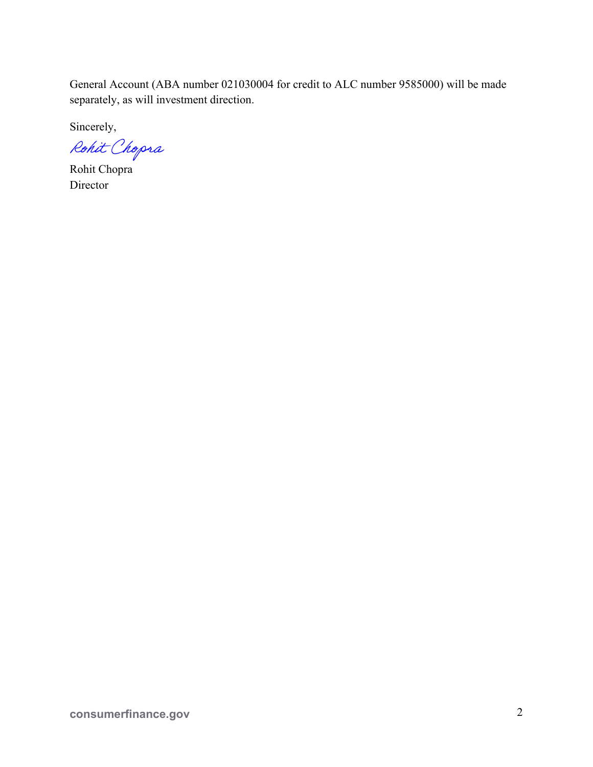General Account (ABA number 021030004 for credit to ALC number 9585000) will be made separately, as will investment direction.

Sincerely,

Rohit Chopra

Rohit Chopra
Director